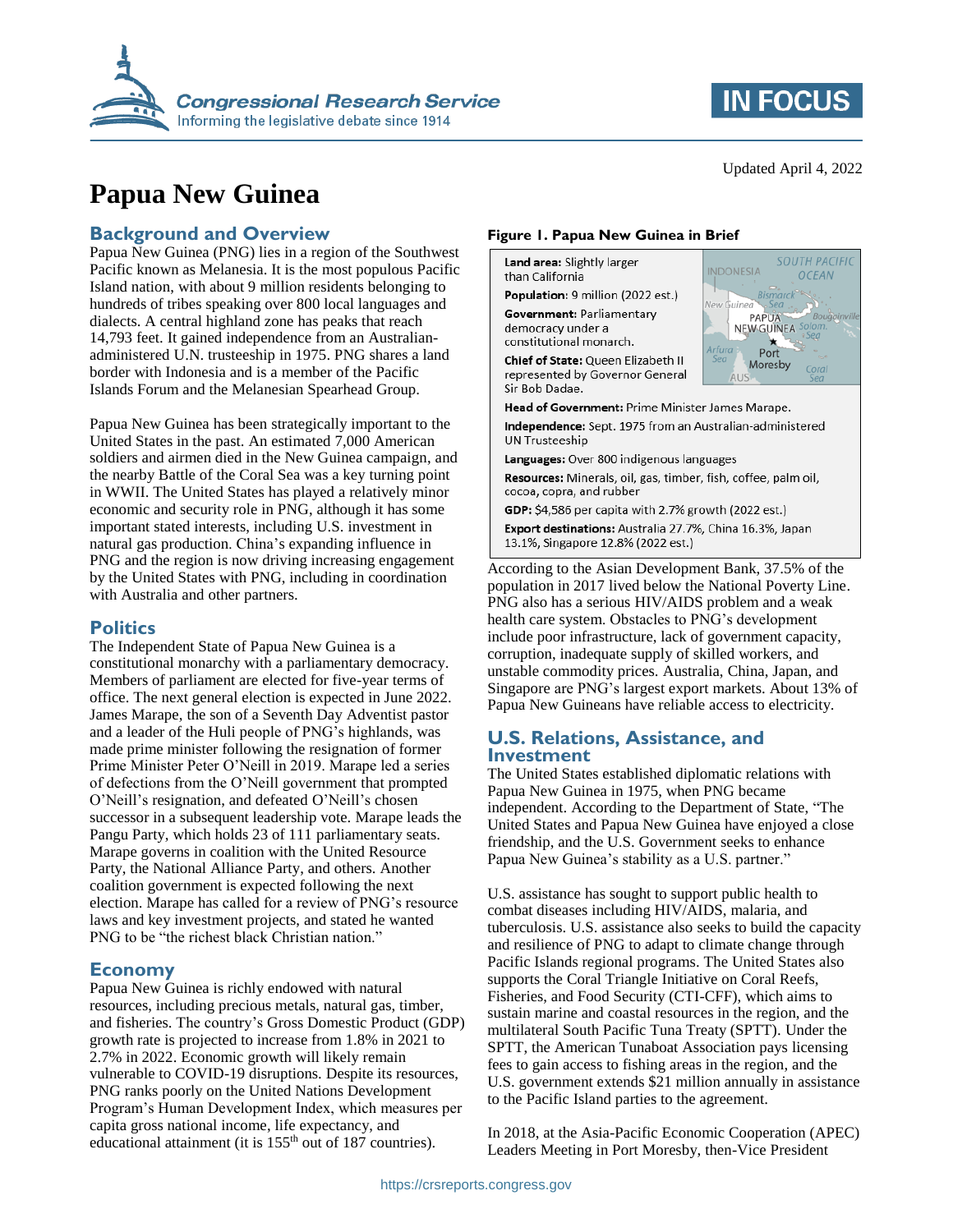Updated April 4, 2022

# Papua New Guinea

## Background and Overview

Papua New Guinea (PNG) lies in a region of the Southwest Pacific known as Melanesia. It is the most populous Pacific Island nation, with about 9 million residents belonging to hundreds of tribes speaking over 800 local languages and dialects. A central highland zone has peaks that reach 14,793 feet. It gained independence from an Australian-administered U.N. trusteeship in 1975. PNG shares a land border with Indonesia and is a member of the Pacific Islands Forum and the Melanesian Spearhead Group.

Papua New Guinea has been strategically important to the United States in the past. An estimated 7,000 American soldiers and airmen died in the New Guinea campaign, and the nearby Battle of the Coral Sea was a key turning point in WWII. The United States has played a relatively minor economic and security role in PNG, although it has some important stated interests, including U.S. investment in natural gas production. China's expanding influence in PNG and the region is now driving increasing engagement by the United States with PNG, including in coordination with Australia and other partners.

## Politics

The Independent State of Papua New Guinea is a constitutional monarchy with a parliamentary democracy. Members of parliament are elected for five-year terms of office. The next general election is expected in June 2022. James Marape, the son of a Seventh Day Adventist pastor and a leader of the Huli people of PNG's highlands, was made prime minister following the resignation of former Prime Minister Peter O'Neill in 2019. Marape led a series of defections from the O'Neill government that prompted O'Neill's resignation, and defeated O'Neill's chosen successor in a subsequent leadership vote. Marape leads the Pangu Party, which holds 23 of 111 parliamentary seats. Marape governs in coalition with the United Resource Party, the National Alliance Party, and others. Another coalition government is expected following the next election. Marape has called for a review of PNG's resource laws and key investment projects, and stated he wanted PNG to be "the richest black Christian nation."

## Economy

Papua New Guinea is richly endowed with natural resources, including precious metals, natural gas, timber, and fisheries. The country's Gross Domestic Product (GDP) growth rate is projected to increase from 1.8% in 2021 to 2.7% in 2022. Economic growth will likely remain vulnerable to COVID-19 disruptions. Despite its resources, PNG ranks poorly on the United Nations Development Program's Human Development Index, which measures per capita gross national income, life expectancy, and educational attainment (it is 155th out of 187 countries).

**Figure 1. Papua New Guinea in Brief**

**Land area:** Slightly larger than California

**Population:** 9 million (2022 est.)

**Government:** Parliamentary democracy under a constitutional monarch.

**Chief of State:** Queen Elizabeth II represented by Governor General Sir Bob Dadae.

**Head of Government:** Prime Minister James Marape.

**Independence:** Sept. 1975 from an Australian-administered UN Trusteeship

**Languages:** Over 800 indigenous languages

**Resources:** Minerals, oil, gas, timber, fish, coffee, palm oil, cocoa, copra, and rubber

**GDP:** $4,586 per capita with 2.7% growth (2022 est.)

**Export destinations:** Australia 27.7%, China 16.3%, Japan 13.1%, Singapore 12.8% (2022 est.)

According to the Asian Development Bank, 37.5% of the population in 2017 lived below the National Poverty Line. PNG also has a serious HIV/AIDS problem and a weak health care system. Obstacles to PNG's development include poor infrastructure, lack of government capacity, corruption, inadequate supply of skilled workers, and unstable commodity prices. Australia, China, Japan, and Singapore are PNG's largest export markets. About 13% of Papua New Guineans have reliable access to electricity.

## U.S. Relations, Assistance, and Investment

The United States established diplomatic relations with Papua New Guinea in 1975, when PNG became independent. According to the Department of State, "The United States and Papua New Guinea have enjoyed a close friendship, and the U.S. Government seeks to enhance Papua New Guinea's stability as a U.S. partner."

U.S. assistance has sought to support public health to combat diseases including HIV/AIDS, malaria, and tuberculosis. U.S. assistance also seeks to build the capacity and resilience of PNG to adapt to climate change through Pacific Islands regional programs. The United States also supports the Coral Triangle Initiative on Coral Reefs, Fisheries, and Food Security (CTI-CFF), which aims to sustain marine and coastal resources in the region, and the multilateral South Pacific Tuna Treaty (SPTT). Under the SPTT, the American Tunaboat Association pays licensing fees to gain access to fishing areas in the region, and the U.S. government extends $21 million annually in assistance to the Pacific Island parties to the agreement.

In 2018, at the Asia-Pacific Economic Cooperation (APEC) Leaders Meeting in Port Moresby, then-Vice President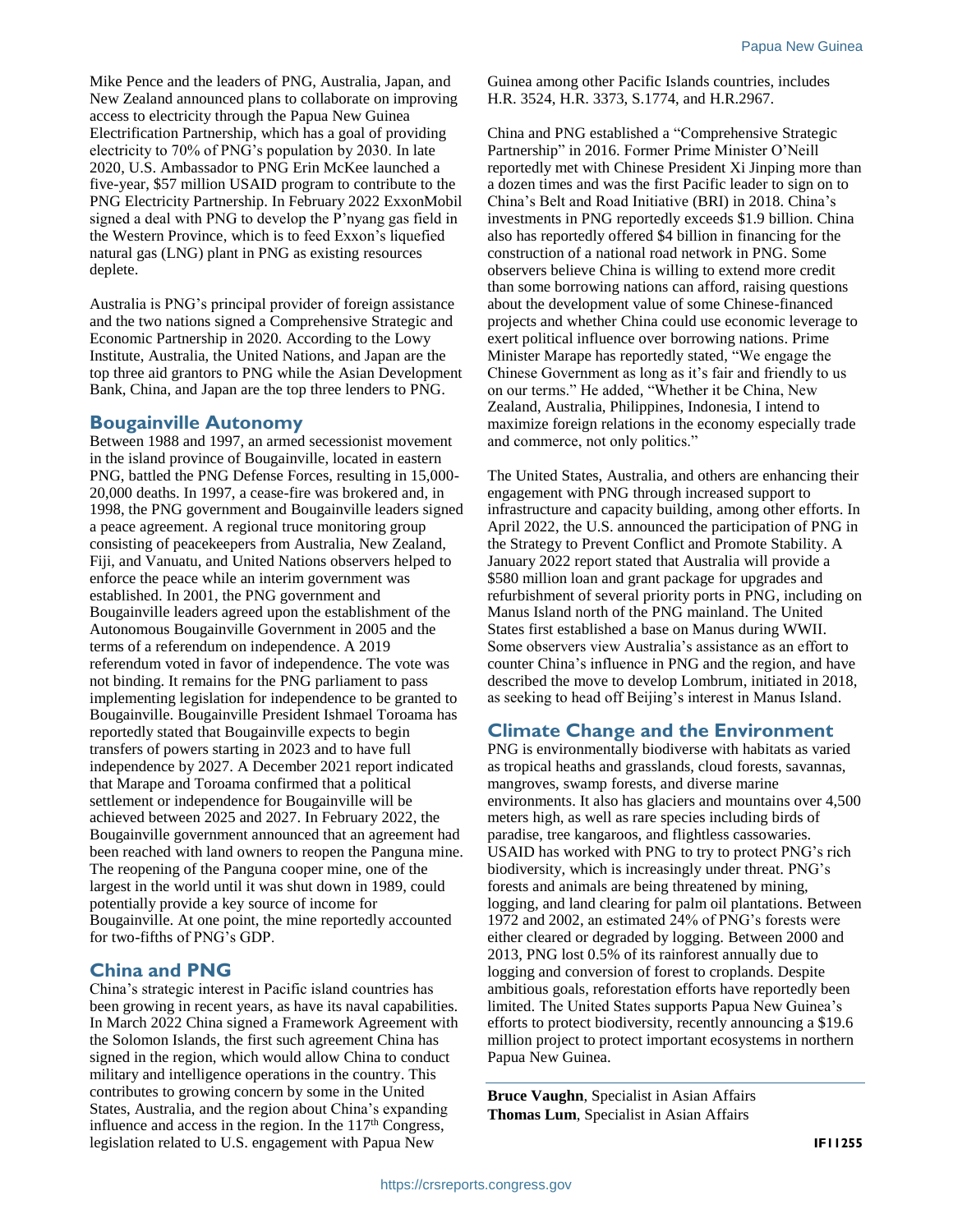Mike Pence and the leaders of PNG, Australia, Japan, and New Zealand announced plans to collaborate on improving access to electricity through the Papua New Guinea Electrification Partnership, which has a goal of providing electricity to 70% of PNG's population by 2030. In late 2020, U.S. Ambassador to PNG Erin McKee launched a five-year, $57 million USAID program to contribute to the PNG Electricity Partnership. In February 2022 ExxonMobil signed a deal with PNG to develop the P'nyang gas field in the Western Province, which is to feed Exxon's liquefied natural gas (LNG) plant in PNG as existing resources deplete.

Australia is PNG's principal provider of foreign assistance and the two nations signed a Comprehensive Strategic and Economic Partnership in 2020. According to the Lowy Institute, Australia, the United Nations, and Japan are the top three aid grantors to PNG while the Asian Development Bank, China, and Japan are the top three lenders to PNG.

## Bougainville Autonomy

Between 1988 and 1997, an armed secessionist movement in the island province of Bougainville, located in eastern PNG, battled the PNG Defense Forces, resulting in 15,000-20,000 deaths. In 1997, a cease-fire was brokered and, in 1998, the PNG government and Bougainville leaders signed a peace agreement. A regional truce monitoring group consisting of peacekeepers from Australia, New Zealand, Fiji, and Vanuatu, and United Nations observers helped to enforce the peace while an interim government was established. In 2001, the PNG government and Bougainville leaders agreed upon the establishment of the Autonomous Bougainville Government in 2005 and the terms of a referendum on independence. A 2019 referendum voted in favor of independence. The vote was not binding. It remains for the PNG parliament to pass implementing legislation for independence to be granted to Bougainville. Bougainville President Ishmael Toroama has reportedly stated that Bougainville expects to begin transfers of powers starting in 2023 and to have full independence by 2027. A December 2021 report indicated that Marape and Toroama confirmed that a political settlement or independence for Bougainville will be achieved between 2025 and 2027. In February 2022, the Bougainville government announced that an agreement had been reached with land owners to reopen the Panguna mine. The reopening of the Panguna cooper mine, one of the largest in the world until it was shut down in 1989, could potentially provide a key source of income for Bougainville. At one point, the mine reportedly accounted for two-fifths of PNG's GDP.

## China and PNG

China's strategic interest in Pacific island countries has been growing in recent years, as have its naval capabilities. In March 2022 China signed a Framework Agreement with the Solomon Islands, the first such agreement China has signed in the region, which would allow China to conduct military and intelligence operations in the country. This contributes to growing concern by some in the United States, Australia, and the region about China's expanding influence and access in the region. In the 117th Congress, legislation related to U.S. engagement with Papua New Guinea among other Pacific Islands countries, includes H.R. 3524, H.R. 3373, S.1774, and H.R.2967.

China and PNG established a "Comprehensive Strategic Partnership" in 2016. Former Prime Minister O'Neill reportedly met with Chinese President Xi Jinping more than a dozen times and was the first Pacific leader to sign on to China's Belt and Road Initiative (BRI) in 2018. China's investments in PNG reportedly exceeds $1.9 billion. China also has reportedly offered $4 billion in financing for the construction of a national road network in PNG. Some observers believe China is willing to extend more credit than some borrowing nations can afford, raising questions about the development value of some Chinese-financed projects and whether China could use economic leverage to exert political influence over borrowing nations. Prime Minister Marape has reportedly stated, "We engage the Chinese Government as long as it's fair and friendly to us on our terms." He added, "Whether it be China, New Zealand, Australia, Philippines, Indonesia, I intend to maximize foreign relations in the economy especially trade and commerce, not only politics."

The United States, Australia, and others are enhancing their engagement with PNG through increased support to infrastructure and capacity building, among other efforts. In April 2022, the U.S. announced the participation of PNG in the Strategy to Prevent Conflict and Promote Stability. A January 2022 report stated that Australia will provide a $580 million loan and grant package for upgrades and refurbishment of several priority ports in PNG, including on Manus Island north of the PNG mainland. The United States first established a base on Manus during WWII. Some observers view Australia's assistance as an effort to counter China's influence in PNG and the region, and have described the move to develop Lombrum, initiated in 2018, as seeking to head off Beijing's interest in Manus Island.

## Climate Change and the Environment

PNG is environmentally biodiverse with habitats as varied as tropical heaths and grasslands, cloud forests, savannas, mangroves, swamp forests, and diverse marine environments. It also has glaciers and mountains over 4,500 meters high, as well as rare species including birds of paradise, tree kangaroos, and flightless cassowaries. USAID has worked with PNG to try to protect PNG's rich biodiversity, which is increasingly under threat. PNG's forests and animals are being threatened by mining, logging, and land clearing for palm oil plantations. Between 1972 and 2002, an estimated 24% of PNG's forests were either cleared or degraded by logging. Between 2000 and 2013, PNG lost 0.5% of its rainforest annually due to logging and conversion of forest to croplands. Despite ambitious goals, reforestation efforts have reportedly been limited. The United States supports Papua New Guinea's efforts to protect biodiversity, recently announcing a $19.6 million project to protect important ecosystems in northern Papua New Guinea.

**Bruce Vaughn**, Specialist in Asian Affairs
**Thomas Lum**, Specialist in Asian Affairs

**IF11255**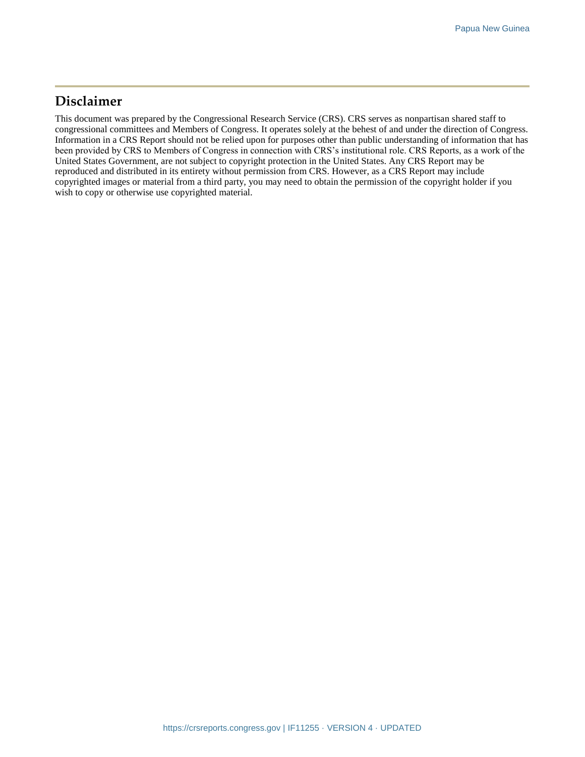## Disclaimer

This document was prepared by the Congressional Research Service (CRS). CRS serves as nonpartisan shared staff to congressional committees and Members of Congress. It operates solely at the behest of and under the direction of Congress. Information in a CRS Report should not be relied upon for purposes other than public understanding of information that has been provided by CRS to Members of Congress in connection with CRS's institutional role. CRS Reports, as a work of the United States Government, are not subject to copyright protection in the United States. Any CRS Report may be reproduced and distributed in its entirety without permission from CRS. However, as a CRS Report may include copyrighted images or material from a third party, you may need to obtain the permission of the copyright holder if you wish to copy or otherwise use copyrighted material.